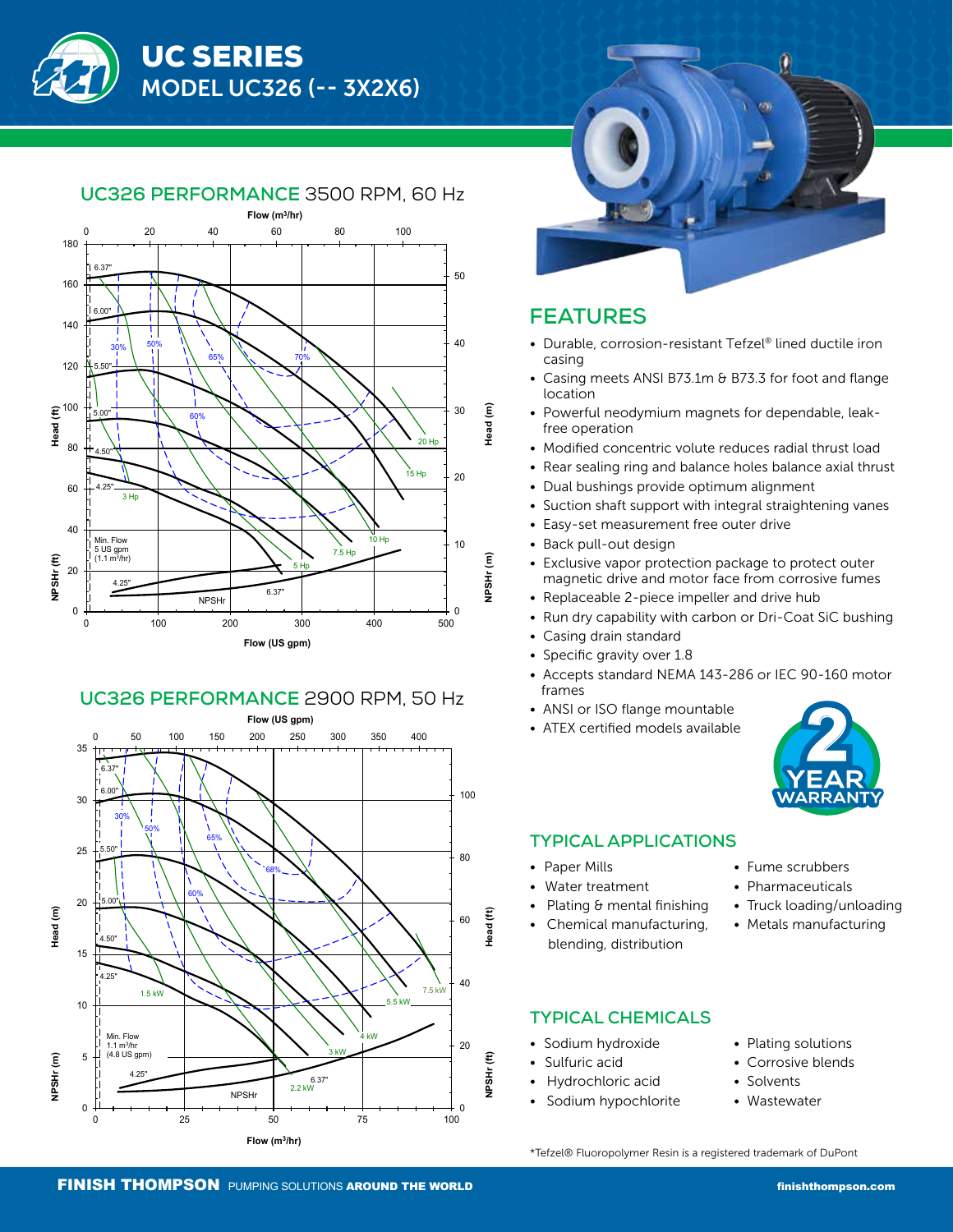# UC SERIES
## MODEL UC326 (-- 3X2X6)

## UC326 PERFORMANCE 3500 RPM, 60 Hz

Flow (m³/hr)
0 20 40 60 80 100
180 160 140 120 100 80 60 40 20 0
Head (ft)
NPSHr (ft)
50 40 30 20 10 0
Head (m)
NPSHr (m)
6.37"
6.00"
5.50"
5.00"
4.50"
4.25"
30%
50%
65%
70%
60%
3 Hp
5 Hp
7.5 Hp
10 Hp
15 Hp
20 Hp
Min. Flow
5 US gpm
(1.1 m³/hr)
4.25"
6.37"
NPSHr
0 100 200 300 400 500
Flow (US gpm)

## UC326 PERFORMANCE 2900 RPM, 50 Hz

Flow (US gpm)
0 50 100 150 200 250 300 350 400
35 30 25 20 15 10 5 0
Head (m)
NPSHr (m)
100 80 60 40 20 0
Head (ft)
NPSHr (ft)
6.37"
6.00"
5.50"
5.00"
4.50"
4.25"
30%
50%
65%
68%
60%
1.5 kW
2.2 kW
3 kW
4 kW
5.5 kW
7.5 kW
Min. Flow
1.1 m³/hr
(4.8 US gpm)
4.25"
6.37"
NPSHr
0 25 50 75 100
Flow (m³/hr)

## FEATURES

- Durable, corrosion-resistant Tefzel® lined ductile iron casing
- Casing meets ANSI B73.1m & B73.3 for foot and flange location
- Powerful neodymium magnets for dependable, leak-free operation
- Modified concentric volute reduces radial thrust load
- Rear sealing ring and balance holes balance axial thrust
- Dual bushings provide optimum alignment
- Suction shaft support with integral straightening vanes
- Easy-set measurement free outer drive
- Back pull-out design
- Exclusive vapor protection package to protect outer magnetic drive and motor face from corrosive fumes
- Replaceable 2-piece impeller and drive hub
- Run dry capability with carbon or Dri-Coat SiC bushing
- Casing drain standard
- Specific gravity over 1.8
- Accepts standard NEMA 143-286 or IEC 90-160 motor frames
- ANSI or ISO flange mountable
- ATEX certified models available

2 YEAR WARRANTY

## TYPICAL APPLICATIONS

- Paper Mills
- Water treatment
- Plating & mental finishing
- Chemical manufacturing, blending, distribution
- Fume scrubbers
- Pharmaceuticals
- Truck loading/unloading
- Metals manufacturing

## TYPICAL CHEMICALS

- Sodium hydroxide
- Sulfuric acid
- Hydrochloric acid
- Sodium hypochlorite
- Plating solutions
- Corrosive blends
- Solvents
- Wastewater

*Tefzel® Fluoropolymer Resin is a registered trademark of DuPont

**FINISH THOMPSON** PUMPING SOLUTIONS **AROUND THE WORLD** **finishthompson.com**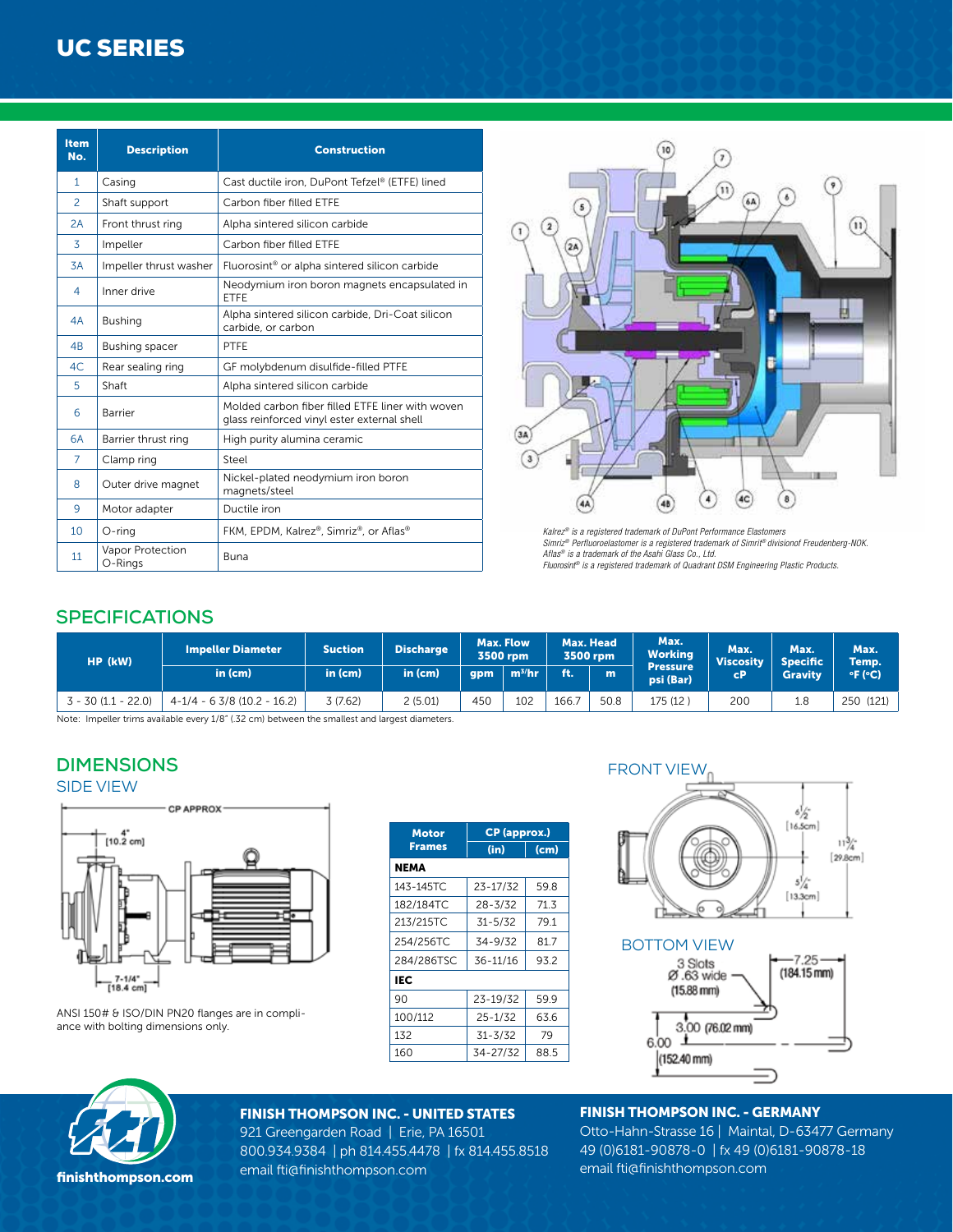# UC SERIES

| Item No. | Description | Construction |
|---|---|---|
| 1 | Casing | Cast ductile iron, DuPont Tefzel® (ETFE) lined |
| 2 | Shaft support | Carbon fiber filled ETFE |
| 2A | Front thrust ring | Alpha sintered silicon carbide |
| 3 | Impeller | Carbon fiber filled ETFE |
| 3A | Impeller thrust washer | Fluorosint® or alpha sintered silicon carbide |
| 4 | Inner drive | Neodymium iron boron magnets encapsulated in ETFE |
| 4A | Bushing | Alpha sintered silicon carbide, Dri-Coat silicon carbide, or carbon |
| 4B | Bushing spacer | PTFE |
| 4C | Rear sealing ring | GF molybdenum disulfide-filled PTFE |
| 5 | Shaft | Alpha sintered silicon carbide |
| 6 | Barrier | Molded carbon fiber filled ETFE liner with woven glass reinforced vinyl ester external shell |
| 6A | Barrier thrust ring | High purity alumina ceramic |
| 7 | Clamp ring | Steel |
| 8 | Outer drive magnet | Nickel-plated neodymium iron boron magnets/steel |
| 9 | Motor adapter | Ductile iron |
| 10 | O-ring | FKM, EPDM, Kalrez®, Simriz®, or Aflas® |
| 11 | Vapor Protection O-Rings | Buna |

*Kalrez® is a registered trademark of DuPont Performance Elastomers*
*Simriz® Perfluoroelastomer is a registered trademark of Simrit® divisionof Freudenberg-NOK.*
*Aflas® is a trademark of the Asahi Glass Co., Ltd.*
*Fluorosint® is a registered trademark of Quadrant DSM Engineering Plastic Products.*

## SPECIFICATIONS

| HP (kW) | Impeller Diameter | Suction | Discharge | Max. Flow 3500 rpm | | Max. Head 3500 rpm | | Max. Working Pressure psi (Bar) | Max. Viscosity cP | Max. Specific Gravity | Max. Temp. °F (°C) |
|---|---|---|---|---|---|---|---|---|---|---|---|
| | in (cm) | in (cm) | in (cm) | gpm | m³/hr | ft. | m | | | | |
| 3 - 30 (1.1 - 22.0) | 4-1/4 - 6 3/8 (10.2 - 16.2) | 3 (7.62) | 2 (5.01) | 450 | 102 | 166.7 | 50.8 | 175 (12 ) | 200 | 1.8 | 250 (121) |

Note: Impeller trims available every 1/8" (.32 cm) between the smallest and largest diameters.

## DIMENSIONS

### SIDE VIEW

CP APPROX

4" [10.2 cm]

7-1/4" [18.4 cm]

ANSI 150# & ISO/DIN PN20 flanges are in compliance with bolting dimensions only.

| Motor Frames | CP (approx.) (in) | CP (approx.) (cm) |
|---|---|---|
| **NEMA** | | |
| 143-145TC | 23-17/32 | 59.8 |
| 182/184TC | 28-3/32 | 71.3 |
| 213/215TC | 31-5/32 | 79.1 |
| 254/256TC | 34-9/32 | 81.7 |
| 284/286TSC | 36-11/16 | 93.2 |
| **IEC** | | |
| 90 | 23-19/32 | 59.9 |
| 100/112 | 25-1/32 | 63.6 |
| 132 | 31-3/32 | 79 |
| 160 | 34-27/32 | 88.5 |

### FRONT VIEW

6-1/2 [16.5cm]

11-3/4 [29.8cm]

5-1/4 [13.3cm]

### BOTTOM VIEW

3 Slots
Ø .63 wide
(15.88 mm)

7.25
(184.15 mm)

3.00 (76.02 mm)

6.00
(152.40 mm)

finishthompson.com

**FINISH THOMPSON INC. - UNITED STATES**
921 Greengarden Road | Erie, PA 16501
800.934.9384 | ph 814.455.4478 | fx 814.455.8518
email fti@finishthompson.com

**FINISH THOMPSON INC. - GERMANY**
Otto-Hahn-Strasse 16 | Maintal, D-63477 Germany
49 (0)6181-90878-0 | fx 49 (0)6181-90878-18
email fti@finishthompson.com